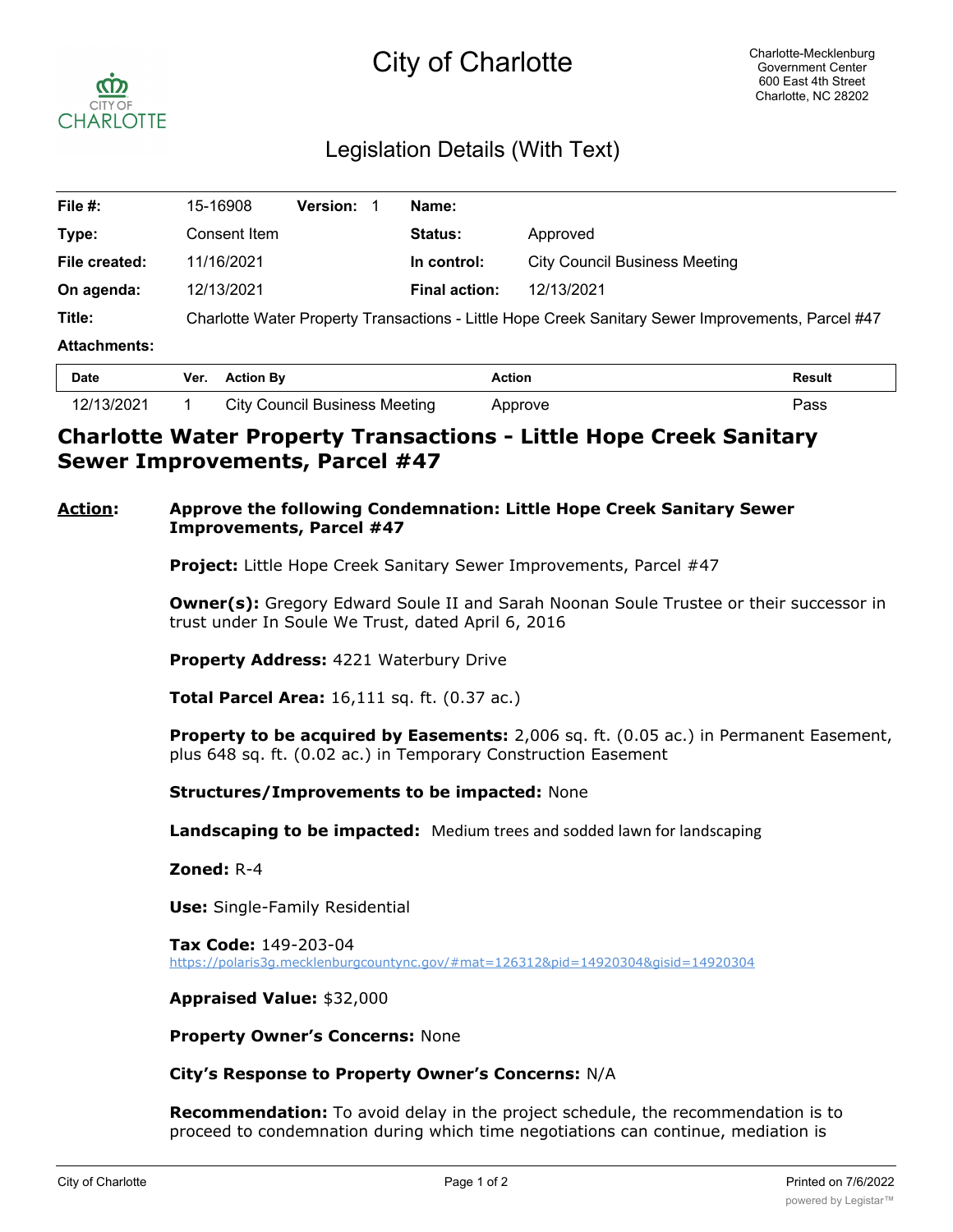# City of Charlotte

Charlotte-Mecklenburg Government Center
600 East 4th Street
Charlotte, NC 28202

## Legislation Details (With Text)

| | | | | | |
|---|---|---|---|---|---|
| **File #:** | 15-16908 | **Version:** 1 | **Name:** | | |
| **Type:** | Consent Item | | **Status:** | Approved | |
| **File created:** | 11/16/2021 | | **In control:** | City Council Business Meeting | |
| **On agenda:** | 12/13/2021 | | **Final action:** | 12/13/2021 | |

**Title:** Charlotte Water Property Transactions - Little Hope Creek Sanitary Sewer Improvements, Parcel #47

**Attachments:**

| Date | Ver. | Action By | Action | Result |
|---|---|---|---|---|
| 12/13/2021 | 1 | City Council Business Meeting | Approve | Pass |

## Charlotte Water Property Transactions - Little Hope Creek Sanitary Sewer Improvements, Parcel #47

**Action:** **Approve the following Condemnation: Little Hope Creek Sanitary Sewer Improvements, Parcel #47**

**Project:** Little Hope Creek Sanitary Sewer Improvements, Parcel #47

**Owner(s):** Gregory Edward Soule II and Sarah Noonan Soule Trustee or their successor in trust under In Soule We Trust, dated April 6, 2016

**Property Address:** 4221 Waterbury Drive

**Total Parcel Area:** 16,111 sq. ft. (0.37 ac.)

**Property to be acquired by Easements:** 2,006 sq. ft. (0.05 ac.) in Permanent Easement, plus 648 sq. ft. (0.02 ac.) in Temporary Construction Easement

**Structures/Improvements to be impacted:** None

**Landscaping to be impacted:** Medium trees and sodded lawn for landscaping

**Zoned:** R-4

**Use:** Single-Family Residential

**Tax Code:** 149-203-04
https://polaris3g.mecklenburgcountync.gov/#mat=126312&pid=14920304&gisid=14920304

**Appraised Value:** $32,000

**Property Owner's Concerns:** None

**City's Response to Property Owner's Concerns:** N/A

**Recommendation:** To avoid delay in the project schedule, the recommendation is to proceed to condemnation during which time negotiations can continue, mediation is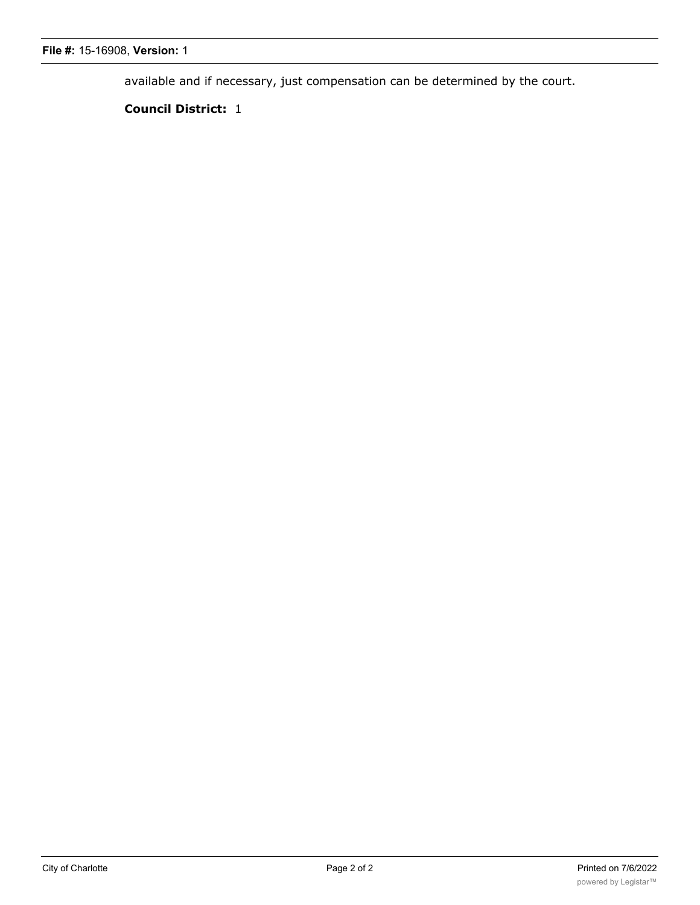available and if necessary, just compensation can be determined by the court.

**Council District:** 1